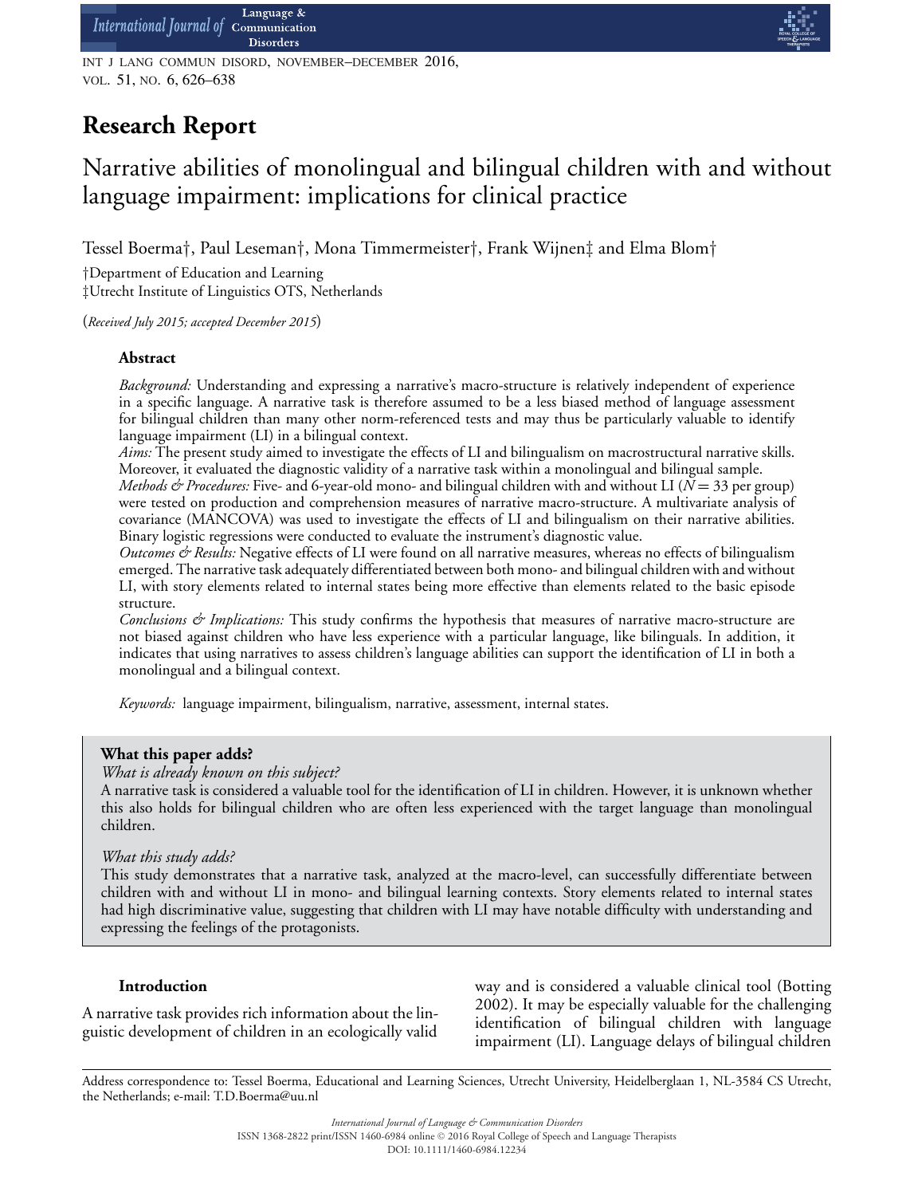## Research Report

# Narrative abilities of monolingual and bilingual children with and without language impairment: implications for clinical practice

Tessel Boerma†, Paul Leseman†, Mona Timmermeister†, Frank Wijnen‡ and Elma Blom†

†Department of Education and Learning

‡Utrecht Institute of Linguistics OTS, Netherlands

(*Received July 2015; accepted December 2015*)

### Abstract

*Background:* Understanding and expressing a narrative's macro-structure is relatively independent of experience in a specific language. A narrative task is therefore assumed to be a less biased method of language assessment for bilingual children than many other norm-referenced tests and may thus be particularly valuable to identify language impairment (LI) in a bilingual context.

*Aims:* The present study aimed to investigate the effects of LI and bilingualism on macrostructural narrative skills. Moreover, it evaluated the diagnostic validity of a narrative task within a monolingual and bilingual sample.

*Methods & Procedures:* Five- and 6-year-old mono- and bilingual children with and without LI ($N = 33$ per group) were tested on production and comprehension measures of narrative macro-structure. A multivariate analysis of covariance (MANCOVA) was used to investigate the effects of LI and bilingualism on their narrative abilities. Binary logistic regressions were conducted to evaluate the instrument's diagnostic value.

*Outcomes & Results:* Negative effects of LI were found on all narrative measures, whereas no effects of bilingualism emerged. The narrative task adequately differentiated between both mono- and bilingual children with and without LI, with story elements related to internal states being more effective than elements related to the basic episode structure.

*Conclusions & Implications:* This study confirms the hypothesis that measures of narrative macro-structure are not biased against children who have less experience with a particular language, like bilinguals. In addition, it indicates that using narratives to assess children's language abilities can support the identification of LI in both a monolingual and a bilingual context.

*Keywords:* language impairment, bilingualism, narrative, assessment, internal states.

**What this paper adds?**

*What is already known on this subject?*

A narrative task is considered a valuable tool for the identification of LI in children. However, it is unknown whether this also holds for bilingual children who are often less experienced with the target language than monolingual children.

*What this study adds?*

This study demonstrates that a narrative task, analyzed at the macro-level, can successfully differentiate between children with and without LI in mono- and bilingual learning contexts. Story elements related to internal states had high discriminative value, suggesting that children with LI may have notable difficulty with understanding and expressing the feelings of the protagonists.

### Introduction

A narrative task provides rich information about the linguistic development of children in an ecologically valid way and is considered a valuable clinical tool (Botting 2002). It may be especially valuable for the challenging identification of bilingual children with language impairment (LI). Language delays of bilingual children

Address correspondence to: Tessel Boerma, Educational and Learning Sciences, Utrecht University, Heidelberglaan 1, NL-3584 CS Utrecht, the Netherlands; e-mail: T.D.Boerma@uu.nl

*International Journal of Language & Communication Disorders*
ISSN 1368-2822 print/ISSN 1460-6984 online © 2016 Royal College of Speech and Language Therapists
DOI: 10.1111/1460-6984.12234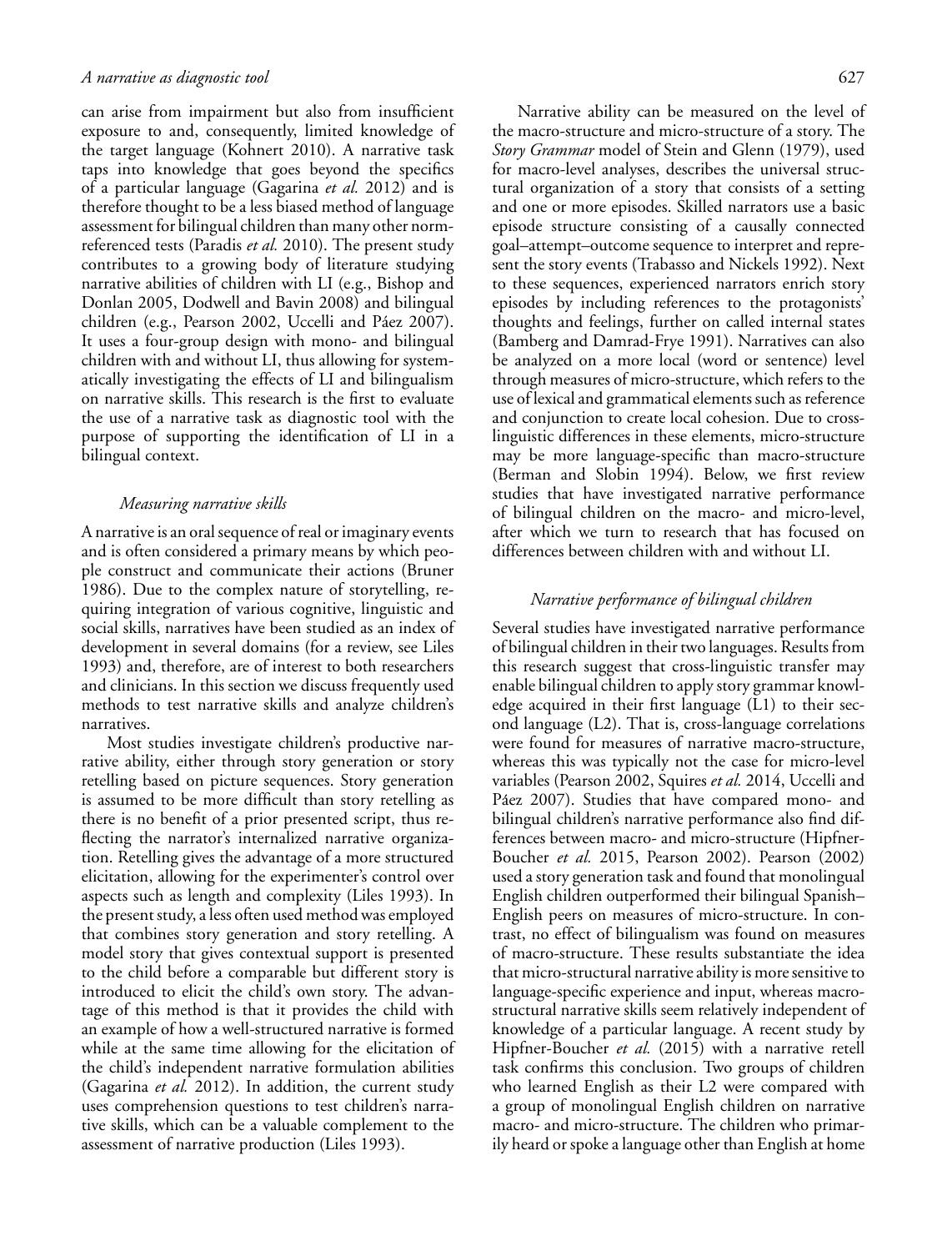can arise from impairment but also from insufficient exposure to and, consequently, limited knowledge of the target language (Kohnert 2010). A narrative task taps into knowledge that goes beyond the specifics of a particular language (Gagarina *et al.* 2012) and is therefore thought to be a less biased method of language assessment for bilingual children than many other norm-referenced tests (Paradis *et al.* 2010). The present study contributes to a growing body of literature studying narrative abilities of children with LI (e.g., Bishop and Donlan 2005, Dodwell and Bavin 2008) and bilingual children (e.g., Pearson 2002, Uccelli and Páez 2007). It uses a four-group design with mono- and bilingual children with and without LI, thus allowing for systematically investigating the effects of LI and bilingualism on narrative skills. This research is the first to evaluate the use of a narrative task as diagnostic tool with the purpose of supporting the identification of LI in a bilingual context.

### *Measuring narrative skills*

A narrative is an oral sequence of real or imaginary events and is often considered a primary means by which people construct and communicate their actions (Bruner 1986). Due to the complex nature of storytelling, requiring integration of various cognitive, linguistic and social skills, narratives have been studied as an index of development in several domains (for a review, see Liles 1993) and, therefore, are of interest to both researchers and clinicians. In this section we discuss frequently used methods to test narrative skills and analyze children's narratives.

Most studies investigate children's productive narrative ability, either through story generation or story retelling based on picture sequences. Story generation is assumed to be more difficult than story retelling as there is no benefit of a prior presented script, thus reflecting the narrator's internalized narrative organization. Retelling gives the advantage of a more structured elicitation, allowing for the experimenter's control over aspects such as length and complexity (Liles 1993). In the present study, a less often used method was employed that combines story generation and story retelling. A model story that gives contextual support is presented to the child before a comparable but different story is introduced to elicit the child's own story. The advantage of this method is that it provides the child with an example of how a well-structured narrative is formed while at the same time allowing for the elicitation of the child's independent narrative formulation abilities (Gagarina *et al.* 2012). In addition, the current study uses comprehension questions to test children's narrative skills, which can be a valuable complement to the assessment of narrative production (Liles 1993).

Narrative ability can be measured on the level of the macro-structure and micro-structure of a story. The *Story Grammar* model of Stein and Glenn (1979), used for macro-level analyses, describes the universal structural organization of a story that consists of a setting and one or more episodes. Skilled narrators use a basic episode structure consisting of a causally connected goal–attempt–outcome sequence to interpret and represent the story events (Trabasso and Nickels 1992). Next to these sequences, experienced narrators enrich story episodes by including references to the protagonists' thoughts and feelings, further on called internal states (Bamberg and Damrad-Frye 1991). Narratives can also be analyzed on a more local (word or sentence) level through measures of micro-structure, which refers to the use of lexical and grammatical elements such as reference and conjunction to create local cohesion. Due to cross-linguistic differences in these elements, micro-structure may be more language-specific than macro-structure (Berman and Slobin 1994). Below, we first review studies that have investigated narrative performance of bilingual children on the macro- and micro-level, after which we turn to research that has focused on differences between children with and without LI.

### *Narrative performance of bilingual children*

Several studies have investigated narrative performance of bilingual children in their two languages. Results from this research suggest that cross-linguistic transfer may enable bilingual children to apply story grammar knowledge acquired in their first language (L1) to their second language (L2). That is, cross-language correlations were found for measures of narrative macro-structure, whereas this was typically not the case for micro-level variables (Pearson 2002, Squires *et al.* 2014, Uccelli and Páez 2007). Studies that have compared mono- and bilingual children's narrative performance also find differences between macro- and micro-structure (Hipfner-Boucher *et al.* 2015, Pearson 2002). Pearson (2002) used a story generation task and found that monolingual English children outperformed their bilingual Spanish–English peers on measures of micro-structure. In contrast, no effect of bilingualism was found on measures of macro-structure. These results substantiate the idea that micro-structural narrative ability is more sensitive to language-specific experience and input, whereas macro-structural narrative skills seem relatively independent of knowledge of a particular language. A recent study by Hipfner-Boucher *et al.* (2015) with a narrative retell task confirms this conclusion. Two groups of children who learned English as their L2 were compared with a group of monolingual English children on narrative macro- and micro-structure. The children who primarily heard or spoke a language other than English at home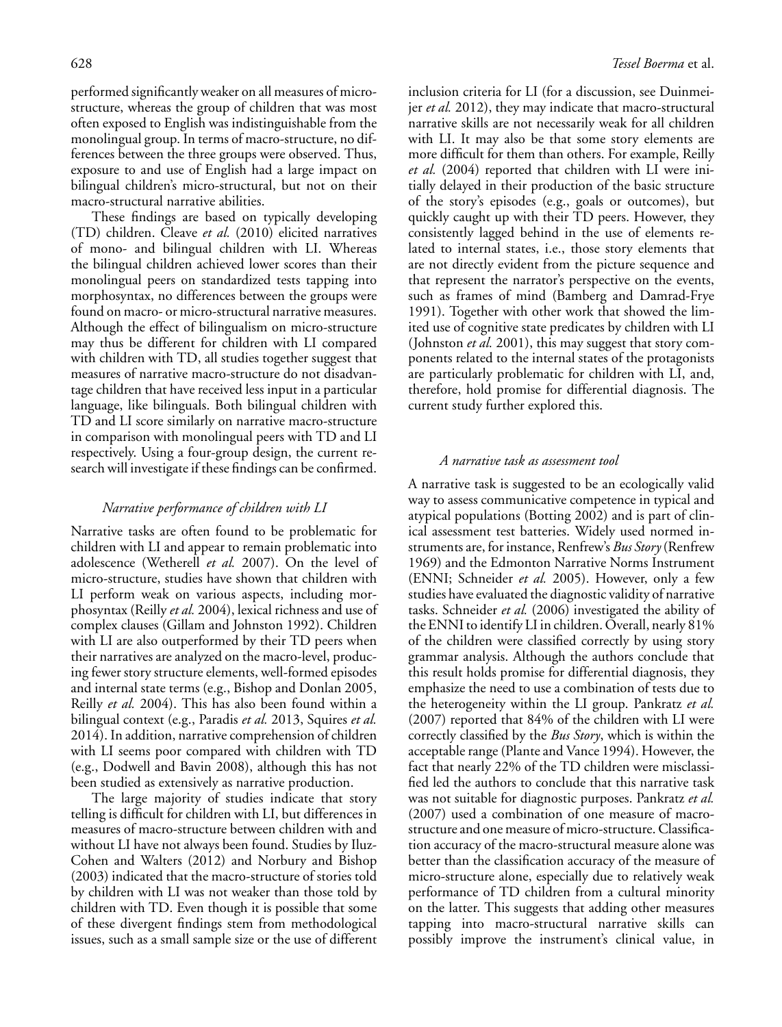performed significantly weaker on all measures of micro-structure, whereas the group of children that was most often exposed to English was indistinguishable from the monolingual group. In terms of macro-structure, no differences between the three groups were observed. Thus, exposure to and use of English had a large impact on bilingual children's micro-structural, but not on their macro-structural narrative abilities.

These findings are based on typically developing (TD) children. Cleave *et al.* (2010) elicited narratives of mono- and bilingual children with LI. Whereas the bilingual children achieved lower scores than their monolingual peers on standardized tests tapping into morphosyntax, no differences between the groups were found on macro- or micro-structural narrative measures. Although the effect of bilingualism on micro-structure may thus be different for children with LI compared with children with TD, all studies together suggest that measures of narrative macro-structure do not disadvantage children that have received less input in a particular language, like bilinguals. Both bilingual children with TD and LI score similarly on narrative macro-structure in comparison with monolingual peers with TD and LI respectively. Using a four-group design, the current research will investigate if these findings can be confirmed.

### *Narrative performance of children with LI*

Narrative tasks are often found to be problematic for children with LI and appear to remain problematic into adolescence (Wetherell *et al.* 2007). On the level of micro-structure, studies have shown that children with LI perform weak on various aspects, including morphosyntax (Reilly *et al.* 2004), lexical richness and use of complex clauses (Gillam and Johnston 1992). Children with LI are also outperformed by their TD peers when their narratives are analyzed on the macro-level, producing fewer story structure elements, well-formed episodes and internal state terms (e.g., Bishop and Donlan 2005, Reilly *et al.* 2004). This has also been found within a bilingual context (e.g., Paradis *et al.* 2013, Squires *et al.* 2014). In addition, narrative comprehension of children with LI seems poor compared with children with TD (e.g., Dodwell and Bavin 2008), although this has not been studied as extensively as narrative production.

The large majority of studies indicate that story telling is difficult for children with LI, but differences in measures of macro-structure between children with and without LI have not always been found. Studies by Iluz-Cohen and Walters (2012) and Norbury and Bishop (2003) indicated that the macro-structure of stories told by children with LI was not weaker than those told by children with TD. Even though it is possible that some of these divergent findings stem from methodological issues, such as a small sample size or the use of different inclusion criteria for LI (for a discussion, see Duinmeijer *et al.* 2012), they may indicate that macro-structural narrative skills are not necessarily weak for all children with LI. It may also be that some story elements are more difficult for them than others. For example, Reilly *et al.* (2004) reported that children with LI were initially delayed in their production of the basic structure of the story's episodes (e.g., goals or outcomes), but quickly caught up with their TD peers. However, they consistently lagged behind in the use of elements related to internal states, i.e., those story elements that are not directly evident from the picture sequence and that represent the narrator's perspective on the events, such as frames of mind (Bamberg and Damrad-Frye 1991). Together with other work that showed the limited use of cognitive state predicates by children with LI (Johnston *et al.* 2001), this may suggest that story components related to the internal states of the protagonists are particularly problematic for children with LI, and, therefore, hold promise for differential diagnosis. The current study further explored this.

### *A narrative task as assessment tool*

A narrative task is suggested to be an ecologically valid way to assess communicative competence in typical and atypical populations (Botting 2002) and is part of clinical assessment test batteries. Widely used normed instruments are, for instance, Renfrew's *Bus Story* (Renfrew 1969) and the Edmonton Narrative Norms Instrument (ENNI; Schneider *et al.* 2005). However, only a few studies have evaluated the diagnostic validity of narrative tasks. Schneider *et al.* (2006) investigated the ability of the ENNI to identify LI in children. Overall, nearly 81% of the children were classified correctly by using story grammar analysis. Although the authors conclude that this result holds promise for differential diagnosis, they emphasize the need to use a combination of tests due to the heterogeneity within the LI group. Pankratz *et al.* (2007) reported that 84% of the children with LI were correctly classified by the *Bus Story*, which is within the acceptable range (Plante and Vance 1994). However, the fact that nearly 22% of the TD children were misclassified led the authors to conclude that this narrative task was not suitable for diagnostic purposes. Pankratz *et al.* (2007) used a combination of one measure of macro-structure and one measure of micro-structure. Classification accuracy of the macro-structural measure alone was better than the classification accuracy of the measure of micro-structure alone, especially due to relatively weak performance of TD children from a cultural minority on the latter. This suggests that adding other measures tapping into macro-structural narrative skills can possibly improve the instrument's clinical value, in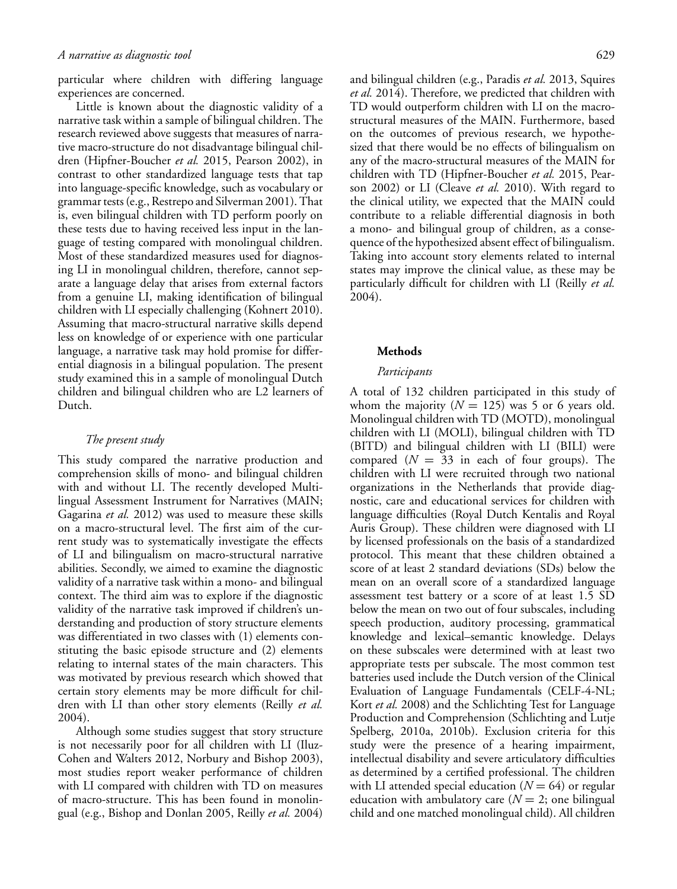particular where children with differing language experiences are concerned.

Little is known about the diagnostic validity of a narrative task within a sample of bilingual children. The research reviewed above suggests that measures of narrative macro-structure do not disadvantage bilingual children (Hipfner-Boucher *et al.* 2015, Pearson 2002), in contrast to other standardized language tests that tap into language-specific knowledge, such as vocabulary or grammar tests (e.g., Restrepo and Silverman 2001). That is, even bilingual children with TD perform poorly on these tests due to having received less input in the language of testing compared with monolingual children. Most of these standardized measures used for diagnosing LI in monolingual children, therefore, cannot separate a language delay that arises from external factors from a genuine LI, making identification of bilingual children with LI especially challenging (Kohnert 2010). Assuming that macro-structural narrative skills depend less on knowledge of or experience with one particular language, a narrative task may hold promise for differential diagnosis in a bilingual population. The present study examined this in a sample of monolingual Dutch children and bilingual children who are L2 learners of Dutch.

### *The present study*

This study compared the narrative production and comprehension skills of mono- and bilingual children with and without LI. The recently developed Multilingual Assessment Instrument for Narratives (MAIN; Gagarina *et al.* 2012) was used to measure these skills on a macro-structural level. The first aim of the current study was to systematically investigate the effects of LI and bilingualism on macro-structural narrative abilities. Secondly, we aimed to examine the diagnostic validity of a narrative task within a mono- and bilingual context. The third aim was to explore if the diagnostic validity of the narrative task improved if children's understanding and production of story structure elements was differentiated in two classes with (1) elements constituting the basic episode structure and (2) elements relating to internal states of the main characters. This was motivated by previous research which showed that certain story elements may be more difficult for children with LI than other story elements (Reilly *et al.* 2004).

Although some studies suggest that story structure is not necessarily poor for all children with LI (Iluz-Cohen and Walters 2012, Norbury and Bishop 2003), most studies report weaker performance of children with LI compared with children with TD on measures of macro-structure. This has been found in monolingual (e.g., Bishop and Donlan 2005, Reilly *et al.* 2004) and bilingual children (e.g., Paradis *et al.* 2013, Squires *et al.* 2014). Therefore, we predicted that children with TD would outperform children with LI on the macro-structural measures of the MAIN. Furthermore, based on the outcomes of previous research, we hypothesized that there would be no effects of bilingualism on any of the macro-structural measures of the MAIN for children with TD (Hipfner-Boucher *et al.* 2015, Pearson 2002) or LI (Cleave *et al.* 2010). With regard to the clinical utility, we expected that the MAIN could contribute to a reliable differential diagnosis in both a mono- and bilingual group of children, as a consequence of the hypothesized absent effect of bilingualism. Taking into account story elements related to internal states may improve the clinical value, as these may be particularly difficult for children with LI (Reilly *et al.* 2004).

## Methods

### *Participants*

A total of 132 children participated in this study of whom the majority ($N = 125$) was 5 or 6 years old. Monolingual children with TD (MOTD), monolingual children with LI (MOLI), bilingual children with TD (BITD) and bilingual children with LI (BILI) were compared ($N = 33$ in each of four groups). The children with LI were recruited through two national organizations in the Netherlands that provide diagnostic, care and educational services for children with language difficulties (Royal Dutch Kentalis and Royal Auris Group). These children were diagnosed with LI by licensed professionals on the basis of a standardized protocol. This meant that these children obtained a score of at least 2 standard deviations (SDs) below the mean on an overall score of a standardized language assessment test battery or a score of at least 1.5 SD below the mean on two out of four subscales, including speech production, auditory processing, grammatical knowledge and lexical–semantic knowledge. Delays on these subscales were determined with at least two appropriate tests per subscale. The most common test batteries used include the Dutch version of the Clinical Evaluation of Language Fundamentals (CELF-4-NL; Kort *et al.* 2008) and the Schlichting Test for Language Production and Comprehension (Schlichting and Lutje Spelberg, 2010a, 2010b). Exclusion criteria for this study were the presence of a hearing impairment, intellectual disability and severe articulatory difficulties as determined by a certified professional. The children with LI attended special education ($N = 64$) or regular education with ambulatory care ($N = 2$; one bilingual child and one matched monolingual child). All children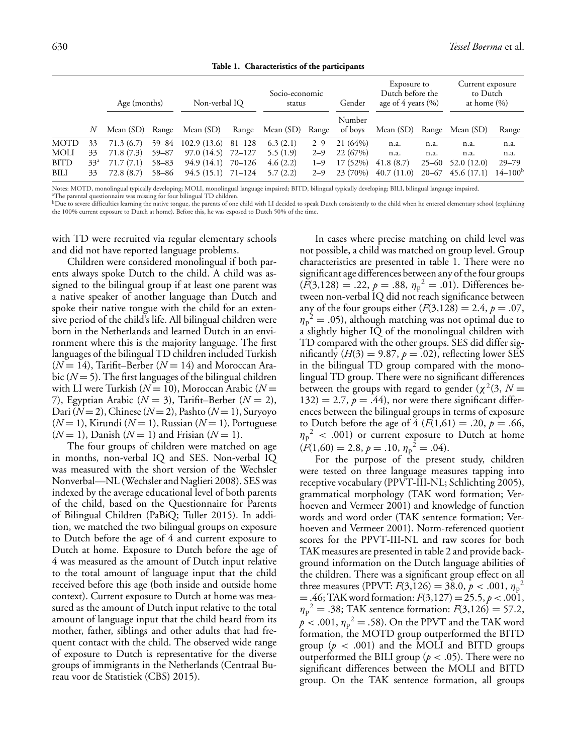**Table 1. Characteristics of the participants**

| | | Age (months) | | Non-verbal IQ | | Socio-economic status | | Gender | Exposure to Dutch before the age of 4 years (%) | | Current exposure to Dutch at home (%) | |
|---|---|---|---|---|---|---|---|---|---|---|---|---|
| | $N$ | Mean (SD) | Range | Mean (SD) | Range | Mean (SD) | Range | Number of boys | Mean (SD) | Range | Mean (SD) | Range |
| MOTD | 33 | 71.3 (6.7) | 59–84 | 102.9 (13.6) | 81–128 | 6.3 (2.1) | 2–9 | 21 (64%) | n.a. | n.a. | n.a. | n.a. |
| MOLI | 33 | 71.8 (7.3) | 59–87 | 97.0 (14.5) | 72–127 | 5.5 (1.9) | 2–9 | 22 (67%) | n.a. | n.a. | n.a. | n.a. |
| BITD | 33[a] | 71.7 (7.1) | 58–83 | 94.9 (14.1) | 70–126 | 4.6 (2.2) | 1–9 | 17 (52%) | 41.8 (8.7) | 25–60 | 52.0 (12.0) | 29–79 |
| BILI | 33 | 72.8 (8.7) | 58–86 | 94.5 (15.1) | 71–124 | 5.7 (2.2) | 2–9 | 23 (70%) | 40.7 (11.0) | 20–67 | 45.6 (17.1) | 14–100[b] |

Notes: MOTD, monolingual typically developing; MOLI, monolingual language impaired; BITD, bilingual typically developing; BILI, bilingual language impaired.
[a]The parental questionnaire was missing for four bilingual TD children.
[b]Due to severe difficulties learning the native tongue, the parents of one child with LI decided to speak Dutch consistently to the child when he entered elementary school (explaining the 100% current exposure to Dutch at home). Before this, he was exposed to Dutch 50% of the time.

with TD were recruited via regular elementary schools and did not have reported language problems.

Children were considered monolingual if both parents always spoke Dutch to the child. A child was assigned to the bilingual group if at least one parent was a native speaker of another language than Dutch and spoke their native tongue with the child for an extensive period of the child's life. All bilingual children were born in the Netherlands and learned Dutch in an environment where this is the majority language. The first languages of the bilingual TD children included Turkish ($N = 14$), Tarifit–Berber ($N = 14$) and Moroccan Arabic ($N = 5$). The first languages of the bilingual children with LI were Turkish ($N = 10$), Moroccan Arabic ($N = 7$), Egyptian Arabic ($N = 3$), Tarifit–Berber ($N = 2$), Dari ($N = 2$), Chinese ($N = 2$), Pashto ($N = 1$), Suryoyo ($N = 1$), Kirundi ($N = 1$), Russian ($N = 1$), Portuguese ($N = 1$), Danish ($N = 1$) and Frisian ($N = 1$).

The four groups of children were matched on age in months, non-verbal IQ and SES. Non-verbal IQ was measured with the short version of the Wechsler Nonverbal—NL (Wechsler and Naglieri 2008). SES was indexed by the average educational level of both parents of the child, based on the Questionnaire for Parents of Bilingual Children (PaBiQ; Tuller 2015). In addition, we matched the two bilingual groups on exposure to Dutch before the age of 4 and current exposure to Dutch at home. Exposure to Dutch before the age of 4 was measured as the amount of Dutch input relative to the total amount of language input that the child received before this age (both inside and outside home context). Current exposure to Dutch at home was measured as the amount of Dutch input relative to the total amount of language input that the child heard from its mother, father, siblings and other adults that had frequent contact with the child. The observed wide range of exposure to Dutch is representative for the diverse groups of immigrants in the Netherlands (Centraal Bureau voor de Statistiek (CBS) 2015).

In cases where precise matching on child level was not possible, a child was matched on group level. Group characteristics are presented in table 1. There were no significant age differences between any of the four groups ($F(3,128) = .22$, $p = .88$, $\eta_p^2 = .01$). Differences between non-verbal IQ did not reach significance between any of the four groups either ($F(3,128) = 2.4$, $p = .07$, $\eta_p^2 = .05$), although matching was not optimal due to a slightly higher IQ of the monolingual children with TD compared with the other groups. SES did differ significantly ($H(3) = 9.87$, $p = .02$), reflecting lower SES in the bilingual TD group compared with the monolingual TD group. There were no significant differences between the groups with regard to gender ($\chi^2(3, N = 132) = 2.7$, $p = .44$), nor were there significant differences between the bilingual groups in terms of exposure to Dutch before the age of 4 ($F(1,61) = .20$, $p = .66$, $\eta_p^2 < .001$) or current exposure to Dutch at home ($F(1,60) = 2.8$, $p = .10$, $\eta_p^2 = .04$).

For the purpose of the present study, children were tested on three language measures tapping into receptive vocabulary (PPVT-III-NL; Schlichting 2005), grammatical morphology (TAK word formation; Verhoeven and Vermeer 2001) and knowledge of function words and word order (TAK sentence formation; Verhoeven and Vermeer 2001). Norm-referenced quotient scores for the PPVT-III-NL and raw scores for both TAK measures are presented in table 2 and provide background information on the Dutch language abilities of the children. There was a significant group effect on all three measures (PPVT: $F(3,126) = 38.0$, $p < .001$, $\eta_p^2 = .46$; TAK word formation: $F(3,127) = 25.5$, $p < .001$, $\eta_p^2 = .38$; TAK sentence formation: $F(3,126) = 57.2$, $p < .001$, $\eta_p^2 = .58$). On the PPVT and the TAK word formation, the MOTD group outperformed the BITD group ($p < .001$) and the MOLI and BITD groups outperformed the BILI group ($p < .05$). There were no significant differences between the MOLI and BITD group. On the TAK sentence formation, all groups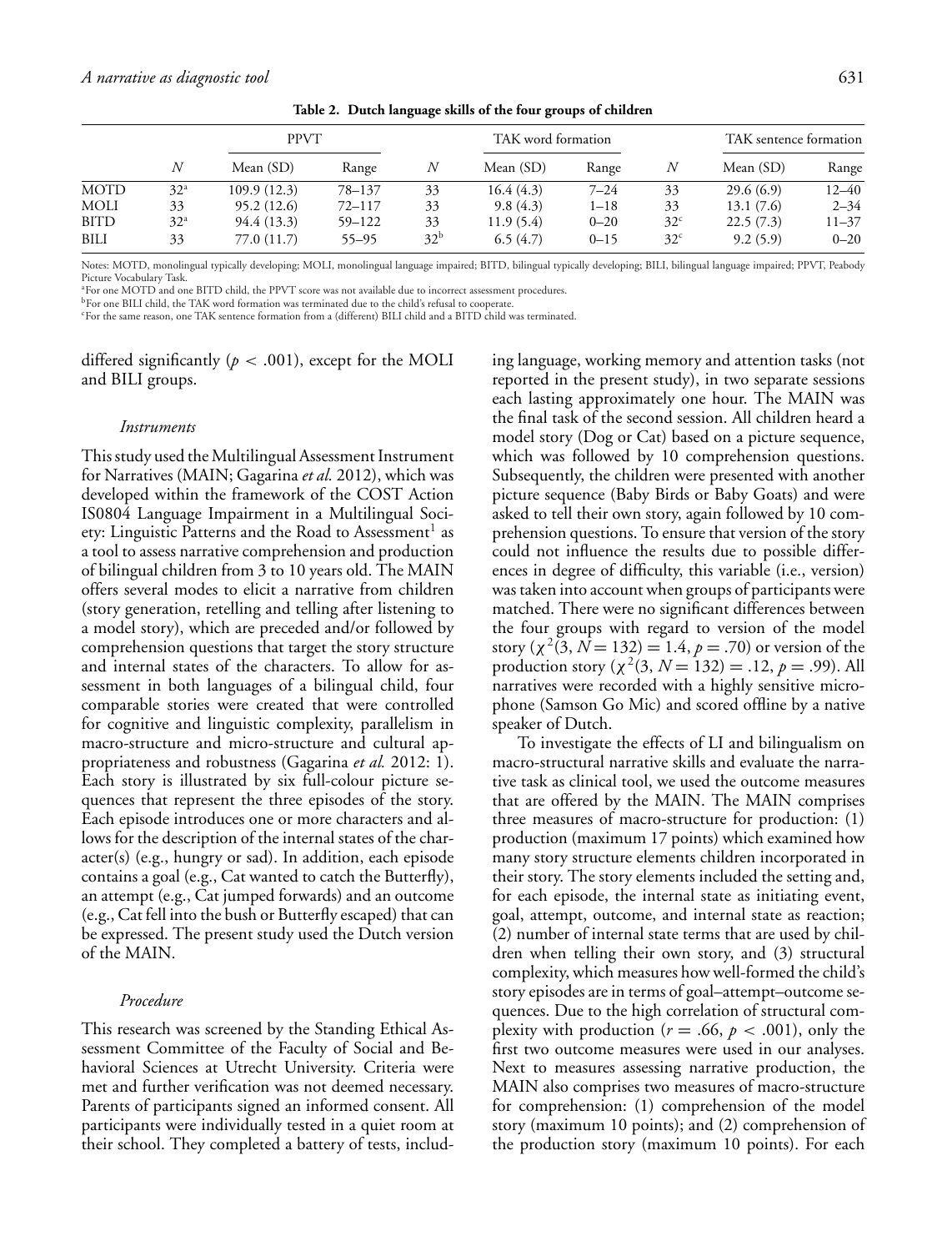**Table 2. Dutch language skills of the four groups of children**

| | PPVT | | | TAK word formation | | | TAK sentence formation | | |
|---|---|---|---|---|---|---|---|---|---|
| | $N$ | Mean (SD) | Range | $N$ | Mean (SD) | Range | $N$ | Mean (SD) | Range |
| MOTD | 32[a] | 109.9 (12.3) | 78–137 | 33 | 16.4 (4.3) | 7–24 | 33 | 29.6 (6.9) | 12–40 |
| MOLI | 33 | 95.2 (12.6) | 72–117 | 33 | 9.8 (4.3) | 1–18 | 33 | 13.1 (7.6) | 2–34 |
| BITD | 32[a] | 94.4 (13.3) | 59–122 | 33 | 11.9 (5.4) | 0–20 | 32[c] | 22.5 (7.3) | 11–37 |
| BILI | 33 | 77.0 (11.7) | 55–95 | 32[b] | 6.5 (4.7) | 0–15 | 32[c] | 9.2 (5.9) | 0–20 |

Notes: MOTD, monolingual typically developing; MOLI, monolingual language impaired; BITD, bilingual typically developing; BILI, bilingual language impaired; PPVT, Peabody Picture Vocabulary Task.
[a]For one MOTD and one BITD child, the PPVT score was not available due to incorrect assessment procedures.
[b]For one BILI child, the TAK word formation was terminated due to the child's refusal to cooperate.
[c]For the same reason, one TAK sentence formation from a (different) BILI child and a BITD child was terminated.

differed significantly ($p < .001$), except for the MOLI and BILI groups.

### *Instruments*

This study used the Multilingual Assessment Instrument for Narratives (MAIN; Gagarina *et al.* 2012), which was developed within the framework of the COST Action IS0804 Language Impairment in a Multilingual Society: Linguistic Patterns and the Road to Assessment[1] as a tool to assess narrative comprehension and production of bilingual children from 3 to 10 years old. The MAIN offers several modes to elicit a narrative from children (story generation, retelling and telling after listening to a model story), which are preceded and/or followed by comprehension questions that target the story structure and internal states of the characters. To allow for assessment in both languages of a bilingual child, four comparable stories were created that were controlled for cognitive and linguistic complexity, parallelism in macro-structure and micro-structure and cultural appropriateness and robustness (Gagarina *et al.* 2012: 1). Each story is illustrated by six full-colour picture sequences that represent the three episodes of the story. Each episode introduces one or more characters and allows for the description of the internal states of the character(s) (e.g., hungry or sad). In addition, each episode contains a goal (e.g., Cat wanted to catch the Butterfly), an attempt (e.g., Cat jumped forwards) and an outcome (e.g., Cat fell into the bush or Butterfly escaped) that can be expressed. The present study used the Dutch version of the MAIN.

### *Procedure*

This research was screened by the Standing Ethical Assessment Committee of the Faculty of Social and Behavioral Sciences at Utrecht University. Criteria were met and further verification was not deemed necessary. Parents of participants signed an informed consent. All participants were individually tested in a quiet room at their school. They completed a battery of tests, including language, working memory and attention tasks (not reported in the present study), in two separate sessions each lasting approximately one hour. The MAIN was the final task of the second session. All children heard a model story (Dog or Cat) based on a picture sequence, which was followed by 10 comprehension questions. Subsequently, the children were presented with another picture sequence (Baby Birds or Baby Goats) and were asked to tell their own story, again followed by 10 comprehension questions. To ensure that version of the story could not influence the results due to possible differences in degree of difficulty, this variable (i.e., version) was taken into account when groups of participants were matched. There were no significant differences between the four groups with regard to version of the model story ($\chi^2(3, N = 132) = 1.4, p = .70$) or version of the production story ($\chi^2(3, N = 132) = .12, p = .99$). All narratives were recorded with a highly sensitive microphone (Samson Go Mic) and scored offline by a native speaker of Dutch.

To investigate the effects of LI and bilingualism on macro-structural narrative skills and evaluate the narrative task as clinical tool, we used the outcome measures that are offered by the MAIN. The MAIN comprises three measures of macro-structure for production: (1) production (maximum 17 points) which examined how many story structure elements children incorporated in their story. The story elements included the setting and, for each episode, the internal state as initiating event, goal, attempt, outcome, and internal state as reaction; (2) number of internal state terms that are used by children when telling their own story, and (3) structural complexity, which measures how well-formed the child's story episodes are in terms of goal–attempt–outcome sequences. Due to the high correlation of structural complexity with production ($r = .66, p < .001$), only the first two outcome measures were used in our analyses. Next to measures assessing narrative production, the MAIN also comprises two measures of macro-structure for comprehension: (1) comprehension of the model story (maximum 10 points); and (2) comprehension of the production story (maximum 10 points). For each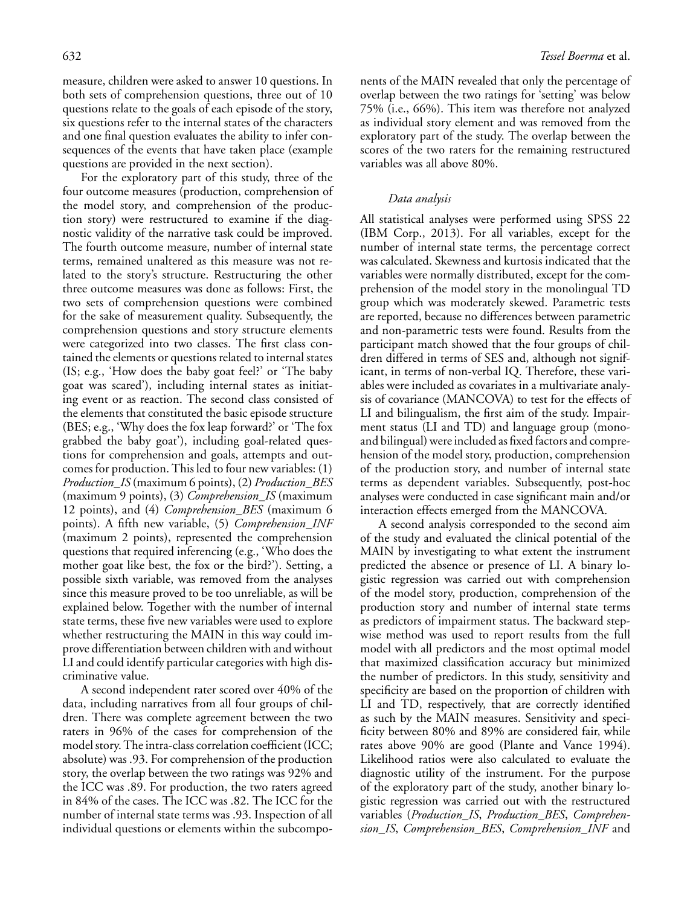measure, children were asked to answer 10 questions. In both sets of comprehension questions, three out of 10 questions relate to the goals of each episode of the story, six questions refer to the internal states of the characters and one final question evaluates the ability to infer consequences of the events that have taken place (example questions are provided in the next section).

For the exploratory part of this study, three of the four outcome measures (production, comprehension of the model story, and comprehension of the production story) were restructured to examine if the diagnostic validity of the narrative task could be improved. The fourth outcome measure, number of internal state terms, remained unaltered as this measure was not related to the story's structure. Restructuring the other three outcome measures was done as follows: First, the two sets of comprehension questions were combined for the sake of measurement quality. Subsequently, the comprehension questions and story structure elements were categorized into two classes. The first class contained the elements or questions related to internal states (IS; e.g., 'How does the baby goat feel?' or 'The baby goat was scared'), including internal states as initiating event or as reaction. The second class consisted of the elements that constituted the basic episode structure (BES; e.g., 'Why does the fox leap forward?' or 'The fox grabbed the baby goat'), including goal-related questions for comprehension and goals, attempts and outcomes for production. This led to four new variables: (1) *Production_IS* (maximum 6 points), (2) *Production_BES* (maximum 9 points), (3) *Comprehension_IS* (maximum 12 points), and (4) *Comprehension_BES* (maximum 6 points). A fifth new variable, (5) *Comprehension_INF* (maximum 2 points), represented the comprehension questions that required inferencing (e.g., 'Who does the mother goat like best, the fox or the bird?'). Setting, a possible sixth variable, was removed from the analyses since this measure proved to be too unreliable, as will be explained below. Together with the number of internal state terms, these five new variables were used to explore whether restructuring the MAIN in this way could improve differentiation between children with and without LI and could identify particular categories with high discriminative value.

A second independent rater scored over 40% of the data, including narratives from all four groups of children. There was complete agreement between the two raters in 96% of the cases for comprehension of the model story. The intra-class correlation coefficient (ICC; absolute) was .93. For comprehension of the production story, the overlap between the two ratings was 92% and the ICC was .89. For production, the two raters agreed in 84% of the cases. The ICC was .82. The ICC for the number of internal state terms was .93. Inspection of all individual questions or elements within the subcomponents of the MAIN revealed that only the percentage of overlap between the two ratings for 'setting' was below 75% (i.e., 66%). This item was therefore not analyzed as individual story element and was removed from the exploratory part of the study. The overlap between the scores of the two raters for the remaining restructured variables was all above 80%.

### *Data analysis*

All statistical analyses were performed using SPSS 22 (IBM Corp., 2013). For all variables, except for the number of internal state terms, the percentage correct was calculated. Skewness and kurtosis indicated that the variables were normally distributed, except for the comprehension of the model story in the monolingual TD group which was moderately skewed. Parametric tests are reported, because no differences between parametric and non-parametric tests were found. Results from the participant match showed that the four groups of children differed in terms of SES and, although not significant, in terms of non-verbal IQ. Therefore, these variables were included as covariates in a multivariate analysis of covariance (MANCOVA) to test for the effects of LI and bilingualism, the first aim of the study. Impairment status (LI and TD) and language group (mono- and bilingual) were included as fixed factors and comprehension of the model story, production, comprehension of the production story, and number of internal state terms as dependent variables. Subsequently, post-hoc analyses were conducted in case significant main and/or interaction effects emerged from the MANCOVA.

A second analysis corresponded to the second aim of the study and evaluated the clinical potential of the MAIN by investigating to what extent the instrument predicted the absence or presence of LI. A binary logistic regression was carried out with comprehension of the model story, production, comprehension of the production story and number of internal state terms as predictors of impairment status. The backward stepwise method was used to report results from the full model with all predictors and the most optimal model that maximized classification accuracy but minimized the number of predictors. In this study, sensitivity and specificity are based on the proportion of children with LI and TD, respectively, that are correctly identified as such by the MAIN measures. Sensitivity and specificity between 80% and 89% are considered fair, while rates above 90% are good (Plante and Vance 1994). Likelihood ratios were also calculated to evaluate the diagnostic utility of the instrument. For the purpose of the exploratory part of the study, another binary logistic regression was carried out with the restructured variables (*Production_IS*, *Production_BES*, *Comprehension_IS*, *Comprehension_BES*, *Comprehension_INF* and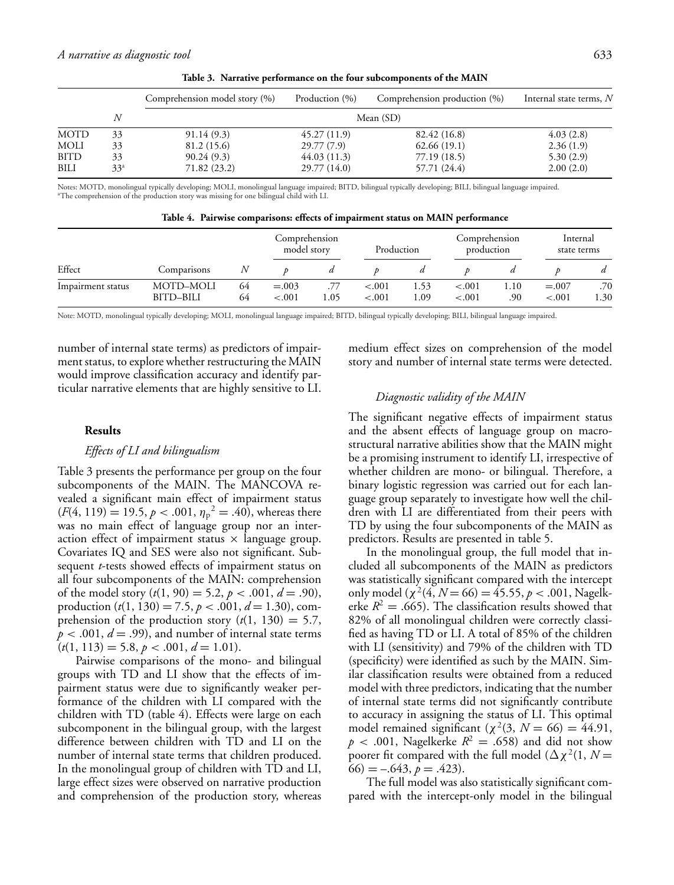**Table 3. Narrative performance on the four subcomponents of the MAIN**

| | $N$ | Comprehension model story (%) | Production (%) | Comprehension production (%) | Internal state terms, $N$ |
|---|---|---|---|---|---|
| | | Mean (SD) | | | |
| MOTD | 33 | 91.14 (9.3) | 45.27 (11.9) | 82.42 (16.8) | 4.03 (2.8) |
| MOLI | 33 | 81.2 (15.6) | 29.77 (7.9) | 62.66 (19.1) | 2.36 (1.9) |
| BITD | 33 | 90.24 (9.3) | 44.03 (11.3) | 77.19 (18.5) | 5.30 (2.9) |
| BILI | 33[a] | 71.82 (23.2) | 29.77 (14.0) | 57.71 (24.4) | 2.00 (2.0) |

Notes: MOTD, monolingual typically developing; MOLI, monolingual language impaired; BITD, bilingual typically developing; BILI, bilingual language impaired.
[a]The comprehension of the production story was missing for one bilingual child with LI.

**Table 4. Pairwise comparisons: effects of impairment status on MAIN performance**

| | | | Comprehension model story | | Production | | Comprehension production | | Internal state terms | |
|---|---|---|---|---|---|---|---|---|---|---|
| Effect | Comparisons | $N$ | $p$ | $d$ | $p$ | $d$ | $p$ | $d$ | $p$ | $d$ |
| Impairment status | MOTD–MOLI | 64 | =.003 | .77 | <.001 | 1.53 | <.001 | 1.10 | =.007 | .70 |
| | BITD–BILI | 64 | <.001 | 1.05 | <.001 | 1.09 | <.001 | .90 | <.001 | 1.30 |

Note: MOTD, monolingual typically developing; MOLI, monolingual language impaired; BITD, bilingual typically developing; BILI, bilingual language impaired.

number of internal state terms) as predictors of impairment status, to explore whether restructuring the MAIN would improve classification accuracy and identify particular narrative elements that are highly sensitive to LI.

## Results

### *Effects of LI and bilingualism*

Table 3 presents the performance per group on the four subcomponents of the MAIN. The MANCOVA revealed a significant main effect of impairment status ($F(4, 119) = 19.5$, $p < .001$, $\eta_p{}^2 = .40$), whereas there was no main effect of language group nor an interaction effect of impairment status × language group. Covariates IQ and SES were also not significant. Subsequent *t*-tests showed effects of impairment status on all four subcomponents of the MAIN: comprehension of the model story ($t(1, 90) = 5.2$, $p < .001$, $d = .90$), production ($t(1, 130) = 7.5$, $p < .001$, $d = 1.30$), comprehension of the production story ($t(1, 130) = 5.7$, $p < .001$, $d = .99$), and number of internal state terms ($t(1, 113) = 5.8$, $p < .001$, $d = 1.01$).

Pairwise comparisons of the mono- and bilingual groups with TD and LI show that the effects of impairment status were due to significantly weaker performance of the children with LI compared with the children with TD (table 4). Effects were large on each subcomponent in the bilingual group, with the largest difference between children with TD and LI on the number of internal state terms that children produced. In the monolingual group of children with TD and LI, large effect sizes were observed on narrative production and comprehension of the production story, whereas medium effect sizes on comprehension of the model story and number of internal state terms were detected.

### *Diagnostic validity of the MAIN*

The significant negative effects of impairment status and the absent effects of language group on macrostructural narrative abilities show that the MAIN might be a promising instrument to identify LI, irrespective of whether children are mono- or bilingual. Therefore, a binary logistic regression was carried out for each language group separately to investigate how well the children with LI are differentiated from their peers with TD by using the four subcomponents of the MAIN as predictors. Results are presented in table 5.

In the monolingual group, the full model that included all subcomponents of the MAIN as predictors was statistically significant compared with the intercept only model ($\chi^2(4, N = 66) = 45.55$, $p < .001$, Nagelkerke $R^2 = .665$). The classification results showed that 82% of all monolingual children were correctly classified as having TD or LI. A total of 85% of the children with LI (sensitivity) and 79% of the children with TD (specificity) were identified as such by the MAIN. Similar classification results were obtained from a reduced model with three predictors, indicating that the number of internal state terms did not significantly contribute to accuracy in assigning the status of LI. This optimal model remained significant ($\chi^2(3, N = 66) = 44.91$, $p < .001$, Nagelkerke $R^2 = .658$) and did not show poorer fit compared with the full model ($\Delta\chi^2(1, N = 66) = -.643$, $p = .423$).

The full model was also statistically significant compared with the intercept-only model in the bilingual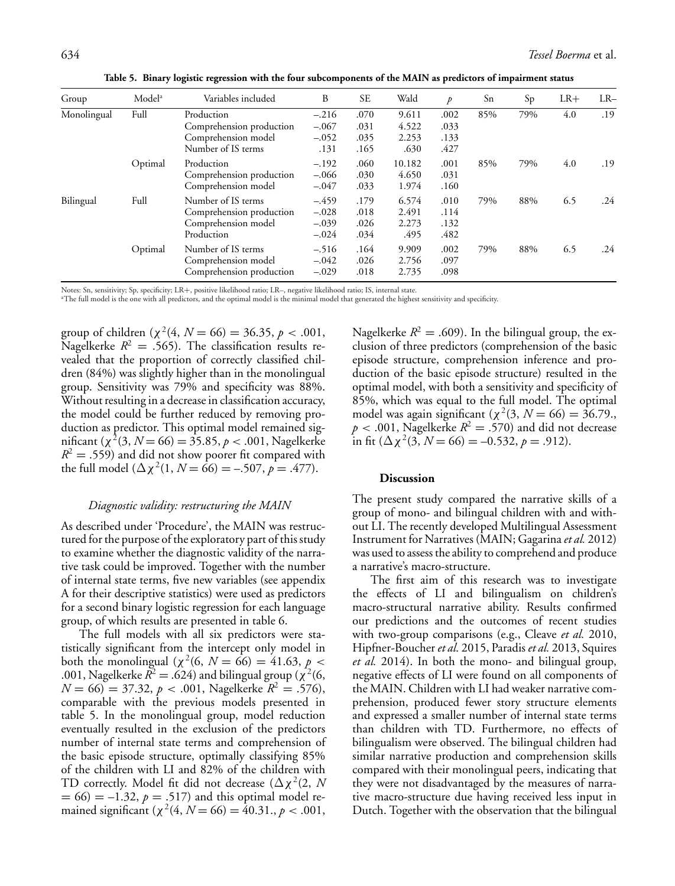**Table 5. Binary logistic regression with the four subcomponents of the MAIN as predictors of impairment status**

| Group | Model[a] | Variables included | B | SE | Wald | $p$ | Sn | Sp | LR+ | LR– |
|---|---|---|---|---|---|---|---|---|---|---|
| Monolingual | Full | Production | –.216 | .070 | 9.611 | .002 | 85% | 79% | 4.0 | .19 |
| | | Comprehension production | –.067 | .031 | 4.522 | .033 | | | | |
| | | Comprehension model | –.052 | .035 | 2.253 | .133 | | | | |
| | | Number of IS terms | .131 | .165 | .630 | .427 | | | | |
| | Optimal | Production | –.192 | .060 | 10.182 | .001 | 85% | 79% | 4.0 | .19 |
| | | Comprehension production | –.066 | .030 | 4.650 | .031 | | | | |
| | | Comprehension model | –.047 | .033 | 1.974 | .160 | | | | |
| Bilingual | Full | Number of IS terms | –.459 | .179 | 6.574 | .010 | 79% | 88% | 6.5 | .24 |
| | | Comprehension production | –.028 | .018 | 2.491 | .114 | | | | |
| | | Comprehension model | –.039 | .026 | 2.273 | .132 | | | | |
| | | Production | –.024 | .034 | .495 | .482 | | | | |
| | Optimal | Number of IS terms | –.516 | .164 | 9.909 | .002 | 79% | 88% | 6.5 | .24 |
| | | Comprehension model | –.042 | .026 | 2.756 | .097 | | | | |
| | | Comprehension production | –.029 | .018 | 2.735 | .098 | | | | |

Notes: Sn, sensitivity; Sp, specificity; LR+, positive likelihood ratio; LR–, negative likelihood ratio; IS, internal state.
[a]The full model is the one with all predictors, and the optimal model is the minimal model that generated the highest sensitivity and specificity.

group of children ($\chi^2(4, N = 66) = 36.35$, $p < .001$, Nagelkerke $R^2 = .565$). The classification results revealed that the proportion of correctly classified children (84%) was slightly higher than in the monolingual group. Sensitivity was 79% and specificity was 88%. Without resulting in a decrease in classification accuracy, the model could be further reduced by removing production as predictor. This optimal model remained significant ($\chi^2(3, N = 66) = 35.85$, $p < .001$, Nagelkerke $R^2 = .559$) and did not show poorer fit compared with the full model ($\Delta\chi^2(1, N = 66) = -.507$, $p = .477$).

### *Diagnostic validity: restructuring the MAIN*

As described under 'Procedure', the MAIN was restructured for the purpose of the exploratory part of this study to examine whether the diagnostic validity of the narrative task could be improved. Together with the number of internal state terms, five new variables (see appendix A for their descriptive statistics) were used as predictors for a second binary logistic regression for each language group, of which results are presented in table 6.

The full models with all six predictors were statistically significant from the intercept only model in both the monolingual ($\chi^2(6, N = 66) = 41.63$, $p < .001$, Nagelkerke $R^2 = .624$) and bilingual group ($\chi^2(6, N = 66) = 37.32$, $p < .001$, Nagelkerke $R^2 = .576$), comparable with the previous models presented in table 5. In the monolingual group, model reduction eventually resulted in the exclusion of the predictors number of internal state terms and comprehension of the basic episode structure, optimally classifying 85% of the children with LI and 82% of the children with TD correctly. Model fit did not decrease ($\Delta\chi^2(2, N = 66) = -1.32$, $p = .517$) and this optimal model remained significant ($\chi^2(4, N = 66) = 40.31.$, $p < .001$, Nagelkerke $R^2 = .609$). In the bilingual group, the exclusion of three predictors (comprehension of the basic episode structure, comprehension inference and production of the basic episode structure) resulted in the optimal model, with both a sensitivity and specificity of 85%, which was equal to the full model. The optimal model was again significant ($\chi^2(3, N = 66) = 36.79.$, $p < .001$, Nagelkerke $R^2 = .570$) and did not decrease in fit ($\Delta\chi^2(3, N = 66) = -0.532$, $p = .912$).

## Discussion

The present study compared the narrative skills of a group of mono- and bilingual children with and without LI. The recently developed Multilingual Assessment Instrument for Narratives (MAIN; Gagarina *et al.* 2012) was used to assess the ability to comprehend and produce a narrative's macro-structure.

The first aim of this research was to investigate the effects of LI and bilingualism on children's macro-structural narrative ability. Results confirmed our predictions and the outcomes of recent studies with two-group comparisons (e.g., Cleave *et al.* 2010, Hipfner-Boucher *et al.* 2015, Paradis *et al.* 2013, Squires *et al.* 2014). In both the mono- and bilingual group, negative effects of LI were found on all components of the MAIN. Children with LI had weaker narrative comprehension, produced fewer story structure elements and expressed a smaller number of internal state terms than children with TD. Furthermore, no effects of bilingualism were observed. The bilingual children had similar narrative production and comprehension skills compared with their monolingual peers, indicating that they were not disadvantaged by the measures of narrative macro-structure due having received less input in Dutch. Together with the observation that the bilingual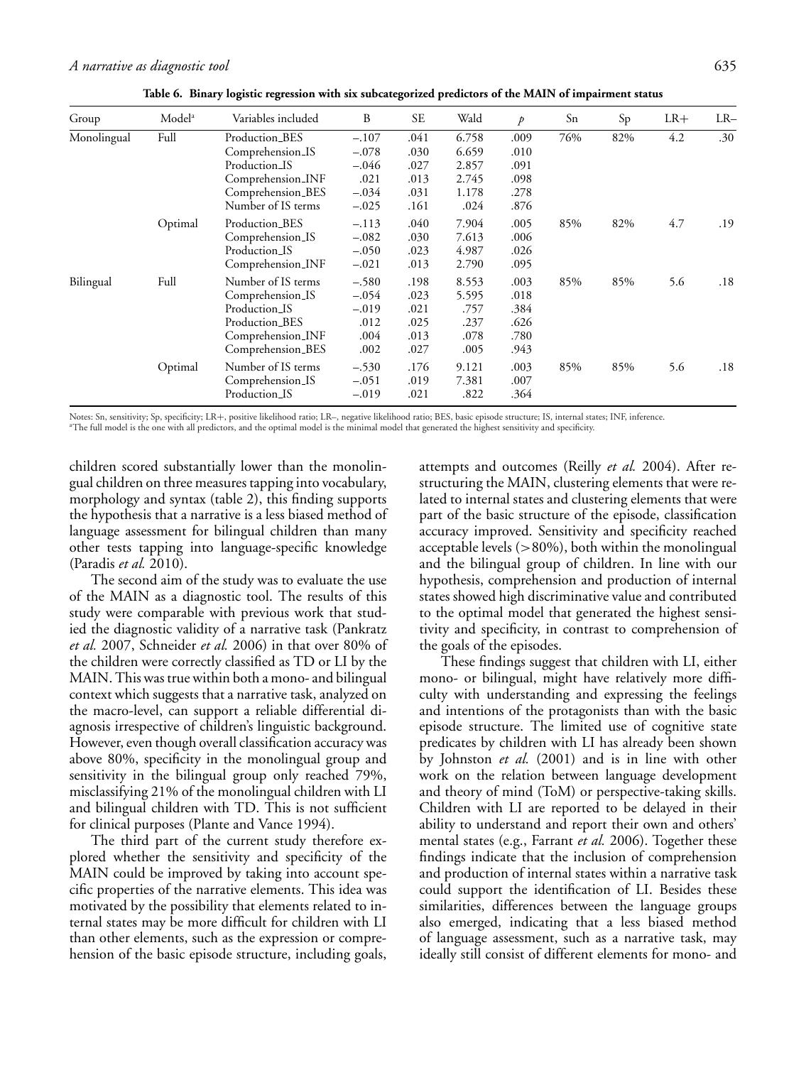**Table 6. Binary logistic regression with six subcategorized predictors of the MAIN of impairment status**

| Group | Model[a] | Variables included | B | SE | Wald | $p$ | Sn | Sp | LR+ | LR– |
|---|---|---|---|---|---|---|---|---|---|---|
| Monolingual | Full | Production_BES | –.107 | .041 | 6.758 | .009 | 76% | 82% | 4.2 | .30 |
| | | Comprehension_IS | –.078 | .030 | 6.659 | .010 | | | | |
| | | Production_IS | –.046 | .027 | 2.857 | .091 | | | | |
| | | Comprehension_INF | .021 | .013 | 2.745 | .098 | | | | |
| | | Comprehension_BES | –.034 | .031 | 1.178 | .278 | | | | |
| | | Number of IS terms | –.025 | .161 | .024 | .876 | | | | |
| | Optimal | Production_BES | –.113 | .040 | 7.904 | .005 | 85% | 82% | 4.7 | .19 |
| | | Comprehension_IS | –.082 | .030 | 7.613 | .006 | | | | |
| | | Production_IS | –.050 | .023 | 4.987 | .026 | | | | |
| | | Comprehension_INF | –.021 | .013 | 2.790 | .095 | | | | |
| Bilingual | Full | Number of IS terms | –.580 | .198 | 8.553 | .003 | 85% | 85% | 5.6 | .18 |
| | | Comprehension_IS | –.054 | .023 | 5.595 | .018 | | | | |
| | | Production_IS | –.019 | .021 | .757 | .384 | | | | |
| | | Production_BES | .012 | .025 | .237 | .626 | | | | |
| | | Comprehension_INF | .004 | .013 | .078 | .780 | | | | |
| | | Comprehension_BES | .002 | .027 | .005 | .943 | | | | |
| | Optimal | Number of IS terms | –.530 | .176 | 9.121 | .003 | 85% | 85% | 5.6 | .18 |
| | | Comprehension_IS | –.051 | .019 | 7.381 | .007 | | | | |
| | | Production_IS | –.019 | .021 | .822 | .364 | | | | |

Notes: Sn, sensitivity; Sp, specificity; LR+, positive likelihood ratio; LR–, negative likelihood ratio; BES, basic episode structure; IS, internal states; INF, inference.
[a]The full model is the one with all predictors, and the optimal model is the minimal model that generated the highest sensitivity and specificity.

children scored substantially lower than the monolingual children on three measures tapping into vocabulary, morphology and syntax (table 2), this finding supports the hypothesis that a narrative is a less biased method of language assessment for bilingual children than many other tests tapping into language-specific knowledge (Paradis *et al.* 2010).

The second aim of the study was to evaluate the use of the MAIN as a diagnostic tool. The results of this study were comparable with previous work that studied the diagnostic validity of a narrative task (Pankratz *et al.* 2007, Schneider *et al.* 2006) in that over 80% of the children were correctly classified as TD or LI by the MAIN. This was true within both a mono- and bilingual context which suggests that a narrative task, analyzed on the macro-level, can support a reliable differential diagnosis irrespective of children's linguistic background. However, even though overall classification accuracy was above 80%, specificity in the monolingual group and sensitivity in the bilingual group only reached 79%, misclassifying 21% of the monolingual children with LI and bilingual children with TD. This is not sufficient for clinical purposes (Plante and Vance 1994).

The third part of the current study therefore explored whether the sensitivity and specificity of the MAIN could be improved by taking into account specific properties of the narrative elements. This idea was motivated by the possibility that elements related to internal states may be more difficult for children with LI than other elements, such as the expression or comprehension of the basic episode structure, including goals, attempts and outcomes (Reilly *et al.* 2004). After restructuring the MAIN, clustering elements that were related to internal states and clustering elements that were part of the basic structure of the episode, classification accuracy improved. Sensitivity and specificity reached acceptable levels (>80%), both within the monolingual and the bilingual group of children. In line with our hypothesis, comprehension and production of internal states showed high discriminative value and contributed to the optimal model that generated the highest sensitivity and specificity, in contrast to comprehension of the goals of the episodes.

These findings suggest that children with LI, either mono- or bilingual, might have relatively more difficulty with understanding and expressing the feelings and intentions of the protagonists than with the basic episode structure. The limited use of cognitive state predicates by children with LI has already been shown by Johnston *et al.* (2001) and is in line with other work on the relation between language development and theory of mind (ToM) or perspective-taking skills. Children with LI are reported to be delayed in their ability to understand and report their own and others' mental states (e.g., Farrant *et al.* 2006). Together these findings indicate that the inclusion of comprehension and production of internal states within a narrative task could support the identification of LI. Besides these similarities, differences between the language groups also emerged, indicating that a less biased method of language assessment, such as a narrative task, may ideally still consist of different elements for mono- and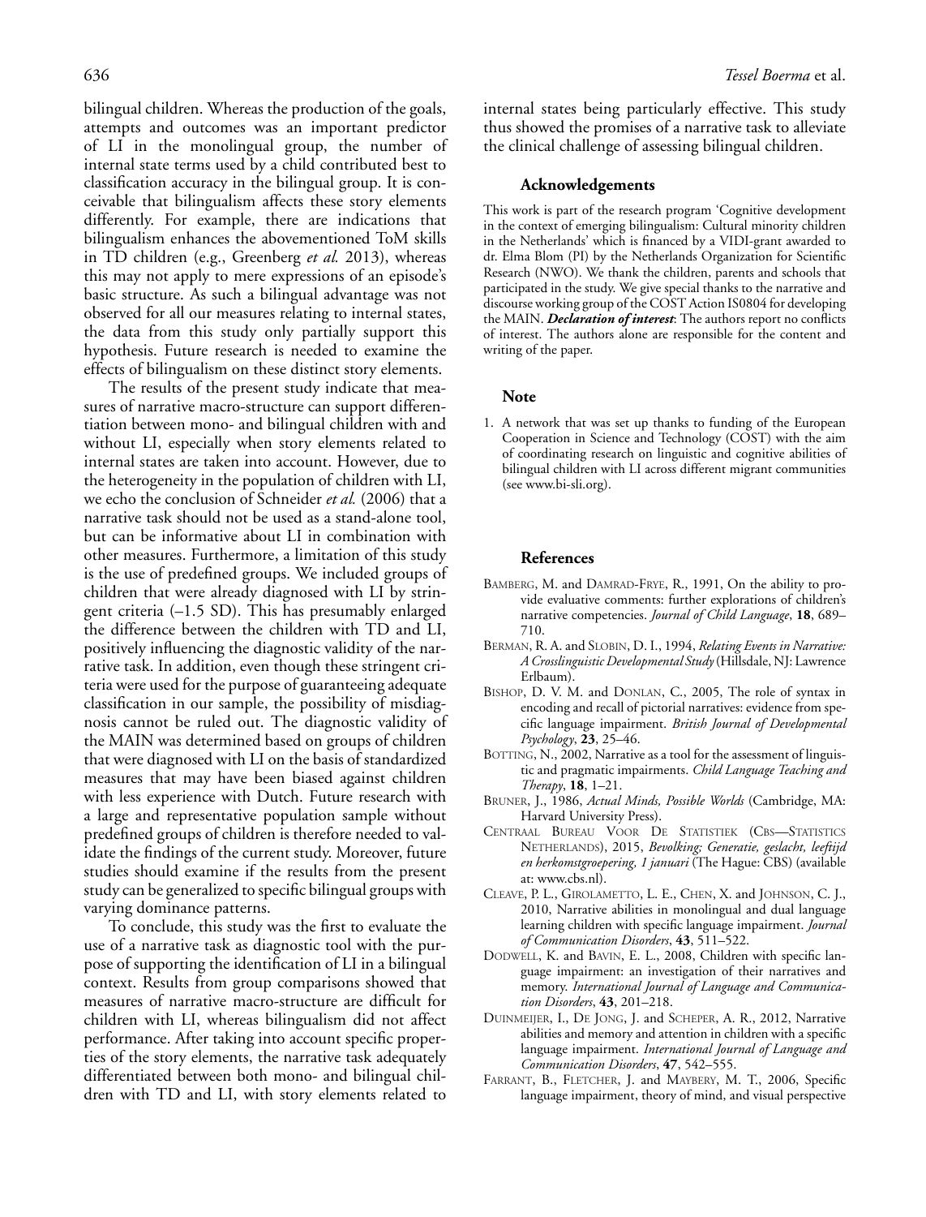bilingual children. Whereas the production of the goals, attempts and outcomes was an important predictor of LI in the monolingual group, the number of internal state terms used by a child contributed best to classification accuracy in the bilingual group. It is conceivable that bilingualism affects these story elements differently. For example, there are indications that bilingualism enhances the abovementioned ToM skills in TD children (e.g., Greenberg *et al.* 2013), whereas this may not apply to mere expressions of an episode's basic structure. As such a bilingual advantage was not observed for all our measures relating to internal states, the data from this study only partially support this hypothesis. Future research is needed to examine the effects of bilingualism on these distinct story elements.

The results of the present study indicate that measures of narrative macro-structure can support differentiation between mono- and bilingual children with and without LI, especially when story elements related to internal states are taken into account. However, due to the heterogeneity in the population of children with LI, we echo the conclusion of Schneider *et al.* (2006) that a narrative task should not be used as a stand-alone tool, but can be informative about LI in combination with other measures. Furthermore, a limitation of this study is the use of predefined groups. We included groups of children that were already diagnosed with LI by stringent criteria (–1.5 SD). This has presumably enlarged the difference between the children with TD and LI, positively influencing the diagnostic validity of the narrative task. In addition, even though these stringent criteria were used for the purpose of guaranteeing adequate classification in our sample, the possibility of misdiagnosis cannot be ruled out. The diagnostic validity of the MAIN was determined based on groups of children that were diagnosed with LI on the basis of standardized measures that may have been biased against children with less experience with Dutch. Future research with a large and representative population sample without predefined groups of children is therefore needed to validate the findings of the current study. Moreover, future studies should examine if the results from the present study can be generalized to specific bilingual groups with varying dominance patterns.

To conclude, this study was the first to evaluate the use of a narrative task as diagnostic tool with the purpose of supporting the identification of LI in a bilingual context. Results from group comparisons showed that measures of narrative macro-structure are difficult for children with LI, whereas bilingualism did not affect performance. After taking into account specific properties of the story elements, the narrative task adequately differentiated between both mono- and bilingual children with TD and LI, with story elements related to internal states being particularly effective. This study thus showed the promises of a narrative task to alleviate the clinical challenge of assessing bilingual children.

### Acknowledgements

This work is part of the research program 'Cognitive development in the context of emerging bilingualism: Cultural minority children in the Netherlands' which is financed by a VIDI-grant awarded to dr. Elma Blom (PI) by the Netherlands Organization for Scientific Research (NWO). We thank the children, parents and schools that participated in the study. We give special thanks to the narrative and discourse working group of the COST Action IS0804 for developing the MAIN. ***Declaration of interest***: The authors report no conflicts of interest. The authors alone are responsible for the content and writing of the paper.

### Note

1. A network that was set up thanks to funding of the European Cooperation in Science and Technology (COST) with the aim of coordinating research on linguistic and cognitive abilities of bilingual children with LI across different migrant communities (see www.bi-sli.org).

### References

Bamberg, M. and Damrad-Frye, R., 1991, On the ability to provide evaluative comments: further explorations of children's narrative competencies. *Journal of Child Language*, **18**, 689–710.

Berman, R. A. and Slobin, D. I., 1994, *Relating Events in Narrative: A Crosslinguistic Developmental Study* (Hillsdale, NJ: Lawrence Erlbaum).

Bishop, D. V. M. and Donlan, C., 2005, The role of syntax in encoding and recall of pictorial narratives: evidence from specific language impairment. *British Journal of Developmental Psychology*, **23**, 25–46.

Botting, N., 2002, Narrative as a tool for the assessment of linguistic and pragmatic impairments. *Child Language Teaching and Therapy*, **18**, 1–21.

Bruner, J., 1986, *Actual Minds, Possible Worlds* (Cambridge, MA: Harvard University Press).

Centraal Bureau Voor De Statistiek (CBS—Statistics Netherlands), 2015, *Bevolking; Generatie, geslacht, leeftijd en herkomstgroepering, 1 januari* (The Hague: CBS) (available at: www.cbs.nl).

Cleave, P. L., Girolametto, L. E., Chen, X. and Johnson, C. J., 2010, Narrative abilities in monolingual and dual language learning children with specific language impairment. *Journal of Communication Disorders*, **43**, 511–522.

Dodwell, K. and Bavin, E. L., 2008, Children with specific language impairment: an investigation of their narratives and memory. *International Journal of Language and Communication Disorders*, **43**, 201–218.

Duinmeijer, I., De Jong, J. and Scheper, A. R., 2012, Narrative abilities and memory and attention in children with a specific language impairment. *International Journal of Language and Communication Disorders*, **47**, 542–555.

Farrant, B., Fletcher, J. and Maybery, M. T., 2006, Specific language impairment, theory of mind, and visual perspective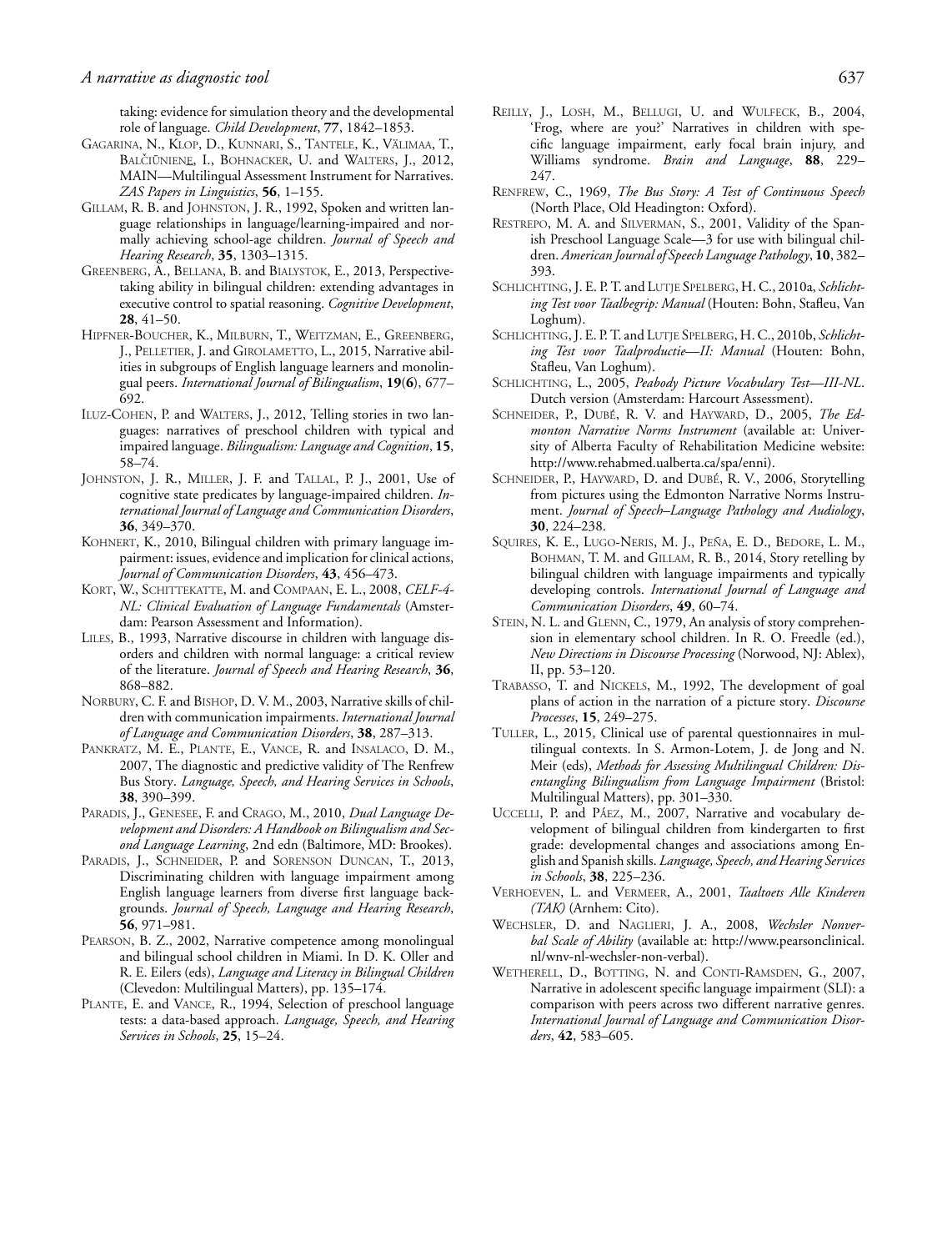taking: evidence for simulation theory and the developmental role of language. *Child Development*, **77**, 1842–1853.

Gagarina, N., Klop, D., Kunnari, S., Tantele, K., Välimaa, T., Balčiūnienė, I., Bohnacker, U. and Walters, J., 2012, MAIN—Multilingual Assessment Instrument for Narratives. *ZAS Papers in Linguistics*, **56**, 1–155.

Gillam, R. B. and Johnston, J. R., 1992, Spoken and written language relationships in language/learning-impaired and normally achieving school-age children. *Journal of Speech and Hearing Research*, **35**, 1303–1315.

Greenberg, A., Bellana, B. and Bialystok, E., 2013, Perspective-taking ability in bilingual children: extending advantages in executive control to spatial reasoning. *Cognitive Development*, **28**, 41–50.

Hipfner-Boucher, K., Milburn, T., Weitzman, E., Greenberg, J., Pelletier, J. and Girolametto, L., 2015, Narrative abilities in subgroups of English language learners and monolingual peers. *International Journal of Bilingualism*, **19**(**6**), 677–692.

Iluz-Cohen, P. and Walters, J., 2012, Telling stories in two languages: narratives of preschool children with typical and impaired language. *Bilingualism: Language and Cognition*, **15**, 58–74.

Johnston, J. R., Miller, J. F. and Tallal, P. J., 2001, Use of cognitive state predicates by language-impaired children. *International Journal of Language and Communication Disorders*, **36**, 349–370.

Kohnert, K., 2010, Bilingual children with primary language impairment: issues, evidence and implication for clinical actions, *Journal of Communication Disorders*, **43**, 456–473.

Kort, W., Schittekatte, M. and Compaan, E. L., 2008, *CELF-4-NL: Clinical Evaluation of Language Fundamentals* (Amsterdam: Pearson Assessment and Information).

Liles, B., 1993, Narrative discourse in children with language disorders and children with normal language: a critical review of the literature. *Journal of Speech and Hearing Research*, **36**, 868–882.

Norbury, C. F. and Bishop, D. V. M., 2003, Narrative skills of children with communication impairments. *International Journal of Language and Communication Disorders*, **38**, 287–313.

Pankratz, M. E., Plante, E., Vance, R. and Insalaco, D. M., 2007, The diagnostic and predictive validity of The Renfrew Bus Story. *Language, Speech, and Hearing Services in Schools*, **38**, 390–399.

Paradis, J., Genesee, F. and Crago, M., 2010, *Dual Language Development and Disorders: A Handbook on Bilingualism and Second Language Learning*, 2nd edn (Baltimore, MD: Brookes).

Paradis, J., Schneider, P. and Sorenson Duncan, T., 2013, Discriminating children with language impairment among English language learners from diverse first language backgrounds. *Journal of Speech, Language and Hearing Research*, **56**, 971–981.

Pearson, B. Z., 2002, Narrative competence among monolingual and bilingual school children in Miami. In D. K. Oller and R. E. Eilers (eds), *Language and Literacy in Bilingual Children* (Clevedon: Multilingual Matters), pp. 135–174.

Plante, E. and Vance, R., 1994, Selection of preschool language tests: a data-based approach. *Language, Speech, and Hearing Services in Schools*, **25**, 15–24.

Reilly, J., Losh, M., Bellugi, U. and Wulfeck, B., 2004, 'Frog, where are you?' Narratives in children with specific language impairment, early focal brain injury, and Williams syndrome. *Brain and Language*, **88**, 229–247.

Renfrew, C., 1969, *The Bus Story: A Test of Continuous Speech* (North Place, Old Headington: Oxford).

Restrepo, M. A. and Silverman, S., 2001, Validity of the Spanish Preschool Language Scale—3 for use with bilingual children. *American Journal of Speech Language Pathology*, **10**, 382–393.

Schlichting, J. E. P. T. and Lutje Spelberg, H. C., 2010a, *Schlichting Test voor Taalbegrip: Manual* (Houten: Bohn, Stafleu, Van Loghum).

Schlichting, J. E. P. T. and Lutje Spelberg, H. C., 2010b, *Schlichting Test voor Taalproductie—II: Manual* (Houten: Bohn, Stafleu, Van Loghum).

Schlichting, L., 2005, *Peabody Picture Vocabulary Test—III-NL*. Dutch version (Amsterdam: Harcourt Assessment).

Schneider, P., Dubé, R. V. and Hayward, D., 2005, *The Edmonton Narrative Norms Instrument* (available at: University of Alberta Faculty of Rehabilitation Medicine website: http://www.rehabmed.ualberta.ca/spa/enni).

Schneider, P., Hayward, D. and Dubé, R. V., 2006, Storytelling from pictures using the Edmonton Narrative Norms Instrument. *Journal of Speech–Language Pathology and Audiology*, **30**, 224–238.

Squires, K. E., Lugo-Neris, M. J., Peña, E. D., Bedore, L. M., Bohman, T. M. and Gillam, R. B., 2014, Story retelling by bilingual children with language impairments and typically developing controls. *International Journal of Language and Communication Disorders*, **49**, 60–74.

Stein, N. L. and Glenn, C., 1979, An analysis of story comprehension in elementary school children. In R. O. Freedle (ed.), *New Directions in Discourse Processing* (Norwood, NJ: Ablex), II, pp. 53–120.

Trabasso, T. and Nickels, M., 1992, The development of goal plans of action in the narration of a picture story. *Discourse Processes*, **15**, 249–275.

Tuller, L., 2015, Clinical use of parental questionnaires in multilingual contexts. In S. Armon-Lotem, J. de Jong and N. Meir (eds), *Methods for Assessing Multilingual Children: Disentangling Bilingualism from Language Impairment* (Bristol: Multilingual Matters), pp. 301–330.

Uccelli, P. and Páez, M., 2007, Narrative and vocabulary development of bilingual children from kindergarten to first grade: developmental changes and associations among English and Spanish skills. *Language, Speech, and Hearing Services in Schools*, **38**, 225–236.

Verhoeven, L. and Vermeer, A., 2001, *Taaltoets Alle Kinderen (TAK)* (Arnhem: Cito).

Wechsler, D. and Naglieri, J. A., 2008, *Wechsler Nonverbal Scale of Ability* (available at: http://www.pearsonclinical.nl/wnv-nl-wechsler-non-verbal).

Wetherell, D., Botting, N. and Conti-Ramsden, G., 2007, Narrative in adolescent specific language impairment (SLI): a comparison with peers across two different narrative genres. *International Journal of Language and Communication Disorders*, **42**, 583–605.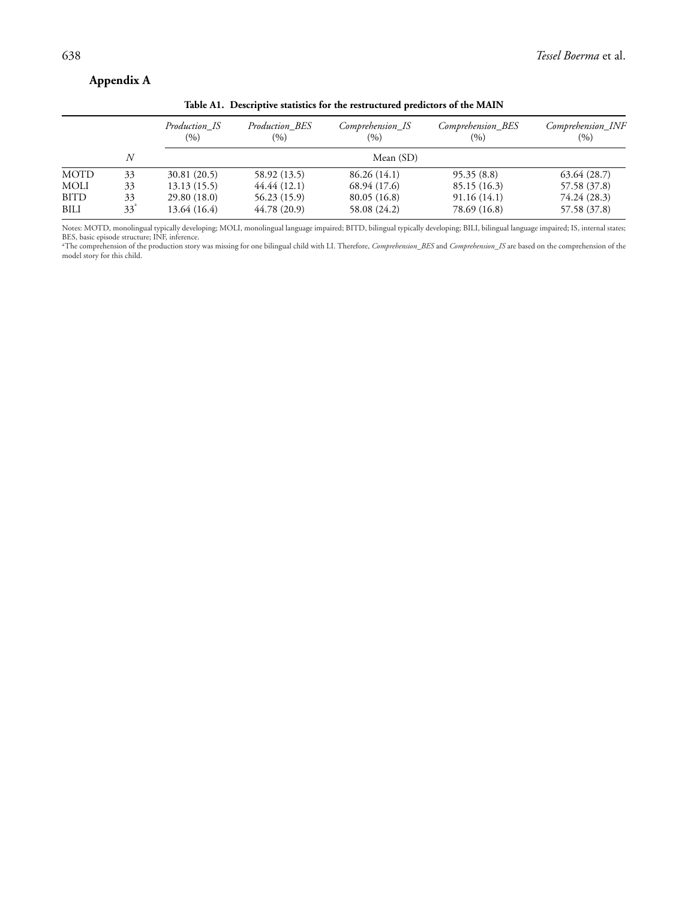## Appendix A

**Table A1. Descriptive statistics for the restructured predictors of the MAIN**

| | *N* | *Production_IS* (%) | *Production_BES* (%) | *Comprehension_IS* (%) | *Comprehension_BES* (%) | *Comprehension_INF* (%) |
|---|---|---|---|---|---|---|
| | | Mean (SD) | | | | |
| MOTD | 33 | 30.81 (20.5) | 58.92 (13.5) | 86.26 (14.1) | 95.35 (8.8) | 63.64 (28.7) |
| MOLI | 33 | 13.13 (15.5) | 44.44 (12.1) | 68.94 (17.6) | 85.15 (16.3) | 57.58 (37.8) |
| BITD | 33 | 29.80 (18.0) | 56.23 (15.9) | 80.05 (16.8) | 91.16 (14.1) | 74.24 (28.3) |
| BILI | 33[a] | 13.64 (16.4) | 44.78 (20.9) | 58.08 (24.2) | 78.69 (16.8) | 57.58 (37.8) |

Notes: MOTD, monolingual typically developing; MOLI, monolingual language impaired; BITD, bilingual typically developing; BILI, bilingual language impaired; IS, internal states; BES, basic episode structure; INF, inference.

[a]The comprehension of the production story was missing for one bilingual child with LI. Therefore, *Comprehension_BES* and *Comprehension_IS* are based on the comprehension of the model story for this child.